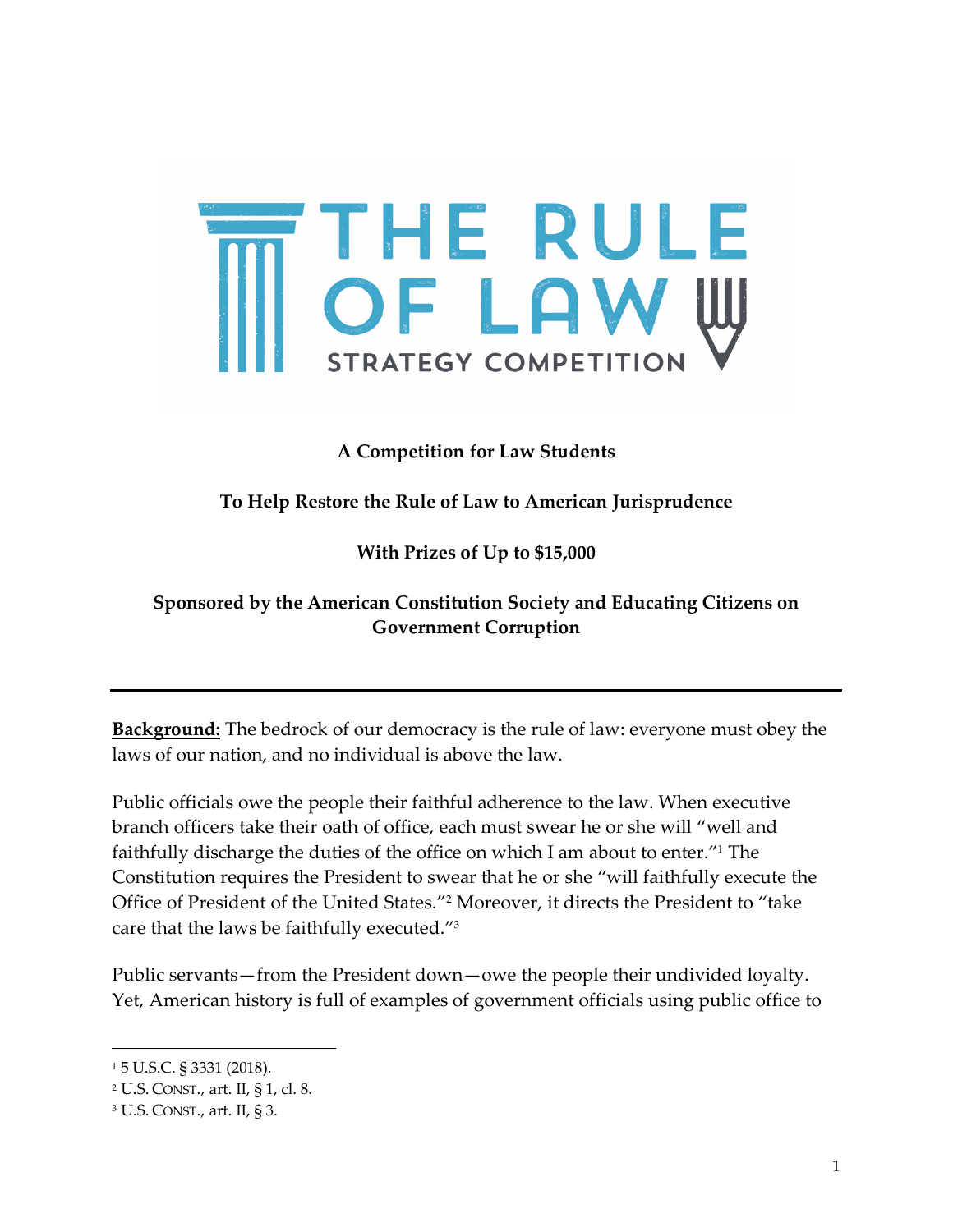# THE RULE OF LAW STRATEGY COMPETITION

**A Competition for Law Students**

**To Help Restore the Rule of Law to American Jurisprudence**

**With Prizes of Up to $15,000**

**Sponsored by the American Constitution Society and Educating Citizens on Government Corruption**

---

**Background:** The bedrock of our democracy is the rule of law: everyone must obey the laws of our nation, and no individual is above the law.

Public officials owe the people their faithful adherence to the law. When executive branch officers take their oath of office, each must swear he or she will "well and faithfully discharge the duties of the office on which I am about to enter."[1] The Constitution requires the President to swear that he or she "will faithfully execute the Office of President of the United States."[2] Moreover, it directs the President to "take care that the laws be faithfully executed."[3]

Public servants—from the President down—owe the people their undivided loyalty. Yet, American history is full of examples of government officials using public office to

---

[1] 5 U.S.C. § 3331 (2018).

[2] U.S. CONST., art. II, § 1, cl. 8.

[3] U.S. CONST., art. II, § 3.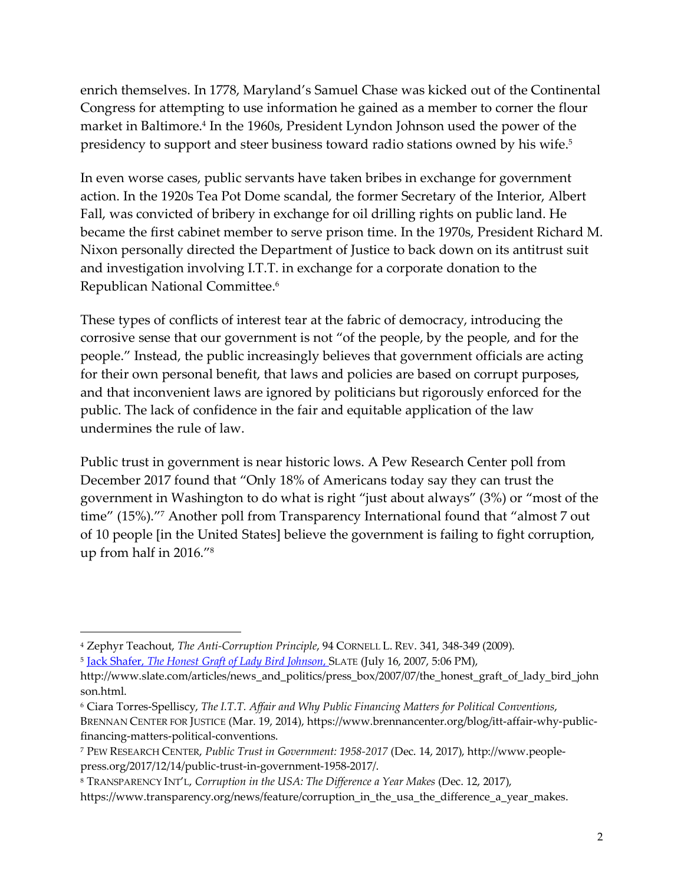enrich themselves. In 1778, Maryland's Samuel Chase was kicked out of the Continental Congress for attempting to use information he gained as a member to corner the flour market in Baltimore.[4] In the 1960s, President Lyndon Johnson used the power of the presidency to support and steer business toward radio stations owned by his wife.[5]

In even worse cases, public servants have taken bribes in exchange for government action. In the 1920s Tea Pot Dome scandal, the former Secretary of the Interior, Albert Fall, was convicted of bribery in exchange for oil drilling rights on public land. He became the first cabinet member to serve prison time. In the 1970s, President Richard M. Nixon personally directed the Department of Justice to back down on its antitrust suit and investigation involving I.T.T. in exchange for a corporate donation to the Republican National Committee.[6]

These types of conflicts of interest tear at the fabric of democracy, introducing the corrosive sense that our government is not "of the people, by the people, and for the people." Instead, the public increasingly believes that government officials are acting for their own personal benefit, that laws and policies are based on corrupt purposes, and that inconvenient laws are ignored by politicians but rigorously enforced for the public. The lack of confidence in the fair and equitable application of the law undermines the rule of law.

Public trust in government is near historic lows. A Pew Research Center poll from December 2017 found that "Only 18% of Americans today say they can trust the government in Washington to do what is right "just about always" (3%) or "most of the time" (15%)."[7] Another poll from Transparency International found that "almost 7 out of 10 people [in the United States] believe the government is failing to fight corruption, up from half in 2016."[8]

---

[4] Zephyr Teachout, *The Anti-Corruption Principle*, 94 CORNELL L. REV. 341, 348-349 (2009).

[5] Jack Shafer, *The Honest Graft of Lady Bird Johnson,* SLATE (July 16, 2007, 5:06 PM), http://www.slate.com/articles/news_and_politics/press_box/2007/07/the_honest_graft_of_lady_bird_johnson.html.

[6] Ciara Torres-Spelliscy, *The I.T.T. Affair and Why Public Financing Matters for Political Conventions*, BRENNAN CENTER FOR JUSTICE (Mar. 19, 2014), https://www.brennancenter.org/blog/itt-affair-why-public-financing-matters-political-conventions.

[7] PEW RESEARCH CENTER, *Public Trust in Government: 1958-2017* (Dec. 14, 2017), http://www.people-press.org/2017/12/14/public-trust-in-government-1958-2017/.

[8] TRANSPARENCY INT'L, *Corruption in the USA: The Difference a Year Makes* (Dec. 12, 2017), https://www.transparency.org/news/feature/corruption_in_the_usa_the_difference_a_year_makes.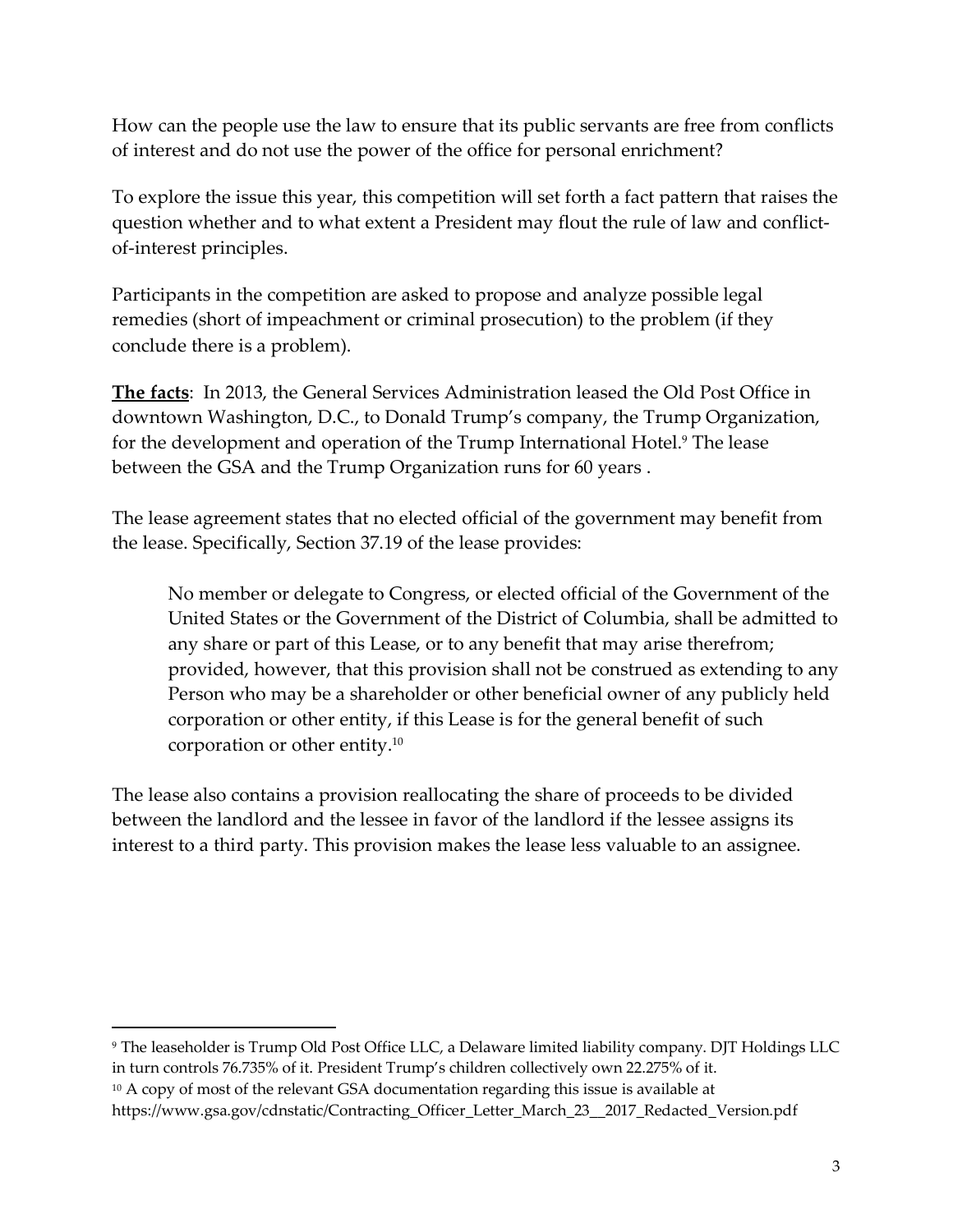How can the people use the law to ensure that its public servants are free from conflicts of interest and do not use the power of the office for personal enrichment?

To explore the issue this year, this competition will set forth a fact pattern that raises the question whether and to what extent a President may flout the rule of law and conflict-of-interest principles.

Participants in the competition are asked to propose and analyze possible legal remedies (short of impeachment or criminal prosecution) to the problem (if they conclude there is a problem).

**The facts**: In 2013, the General Services Administration leased the Old Post Office in downtown Washington, D.C., to Donald Trump's company, the Trump Organization, for the development and operation of the Trump International Hotel.[9] The lease between the GSA and the Trump Organization runs for 60 years .

The lease agreement states that no elected official of the government may benefit from the lease. Specifically, Section 37.19 of the lease provides:

> No member or delegate to Congress, or elected official of the Government of the United States or the Government of the District of Columbia, shall be admitted to any share or part of this Lease, or to any benefit that may arise therefrom; provided, however, that this provision shall not be construed as extending to any Person who may be a shareholder or other beneficial owner of any publicly held corporation or other entity, if this Lease is for the general benefit of such corporation or other entity.[10]

The lease also contains a provision reallocating the share of proceeds to be divided between the landlord and the lessee in favor of the landlord if the lessee assigns its interest to a third party. This provision makes the lease less valuable to an assignee.

---

[9] The leaseholder is Trump Old Post Office LLC, a Delaware limited liability company. DJT Holdings LLC in turn controls 76.735% of it. President Trump's children collectively own 22.275% of it.

[10] A copy of most of the relevant GSA documentation regarding this issue is available at https://www.gsa.gov/cdnstatic/Contracting_Officer_Letter_March_23__2017_Redacted_Version.pdf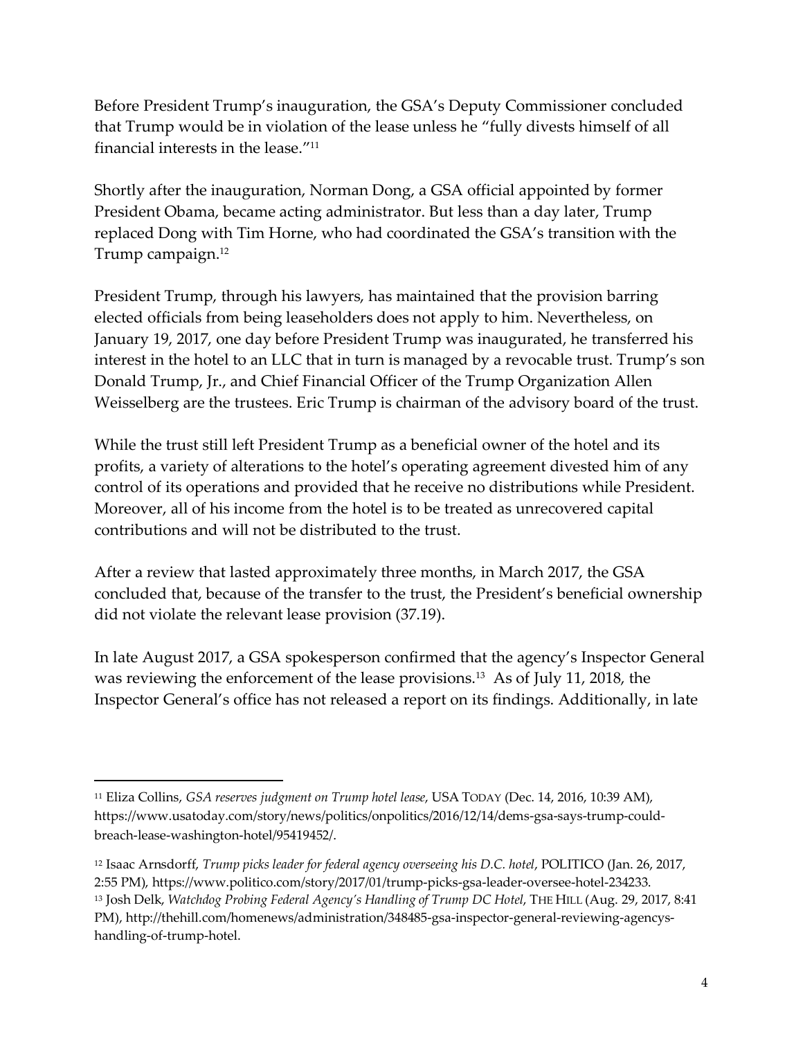Before President Trump's inauguration, the GSA's Deputy Commissioner concluded that Trump would be in violation of the lease unless he "fully divests himself of all financial interests in the lease."[11]

Shortly after the inauguration, Norman Dong, a GSA official appointed by former President Obama, became acting administrator. But less than a day later, Trump replaced Dong with Tim Horne, who had coordinated the GSA's transition with the Trump campaign.[12]

President Trump, through his lawyers, has maintained that the provision barring elected officials from being leaseholders does not apply to him. Nevertheless, on January 19, 2017, one day before President Trump was inaugurated, he transferred his interest in the hotel to an LLC that in turn is managed by a revocable trust. Trump's son Donald Trump, Jr., and Chief Financial Officer of the Trump Organization Allen Weisselberg are the trustees. Eric Trump is chairman of the advisory board of the trust.

While the trust still left President Trump as a beneficial owner of the hotel and its profits, a variety of alterations to the hotel's operating agreement divested him of any control of its operations and provided that he receive no distributions while President. Moreover, all of his income from the hotel is to be treated as unrecovered capital contributions and will not be distributed to the trust.

After a review that lasted approximately three months, in March 2017, the GSA concluded that, because of the transfer to the trust, the President's beneficial ownership did not violate the relevant lease provision (37.19).

In late August 2017, a GSA spokesperson confirmed that the agency's Inspector General was reviewing the enforcement of the lease provisions.[13] As of July 11, 2018, the Inspector General's office has not released a report on its findings. Additionally, in late

---

[11] Eliza Collins, *GSA reserves judgment on Trump hotel lease*, USA TODAY (Dec. 14, 2016, 10:39 AM), https://www.usatoday.com/story/news/politics/onpolitics/2016/12/14/dems-gsa-says-trump-could-breach-lease-washington-hotel/95419452/.

[12] Isaac Arnsdorff, *Trump picks leader for federal agency overseeing his D.C. hotel*, POLITICO (Jan. 26, 2017, 2:55 PM), https://www.politico.com/story/2017/01/trump-picks-gsa-leader-oversee-hotel-234233.

[13] Josh Delk, *Watchdog Probing Federal Agency's Handling of Trump DC Hotel*, THE HILL (Aug. 29, 2017, 8:41 PM), http://thehill.com/homenews/administration/348485-gsa-inspector-general-reviewing-agencys-handling-of-trump-hotel.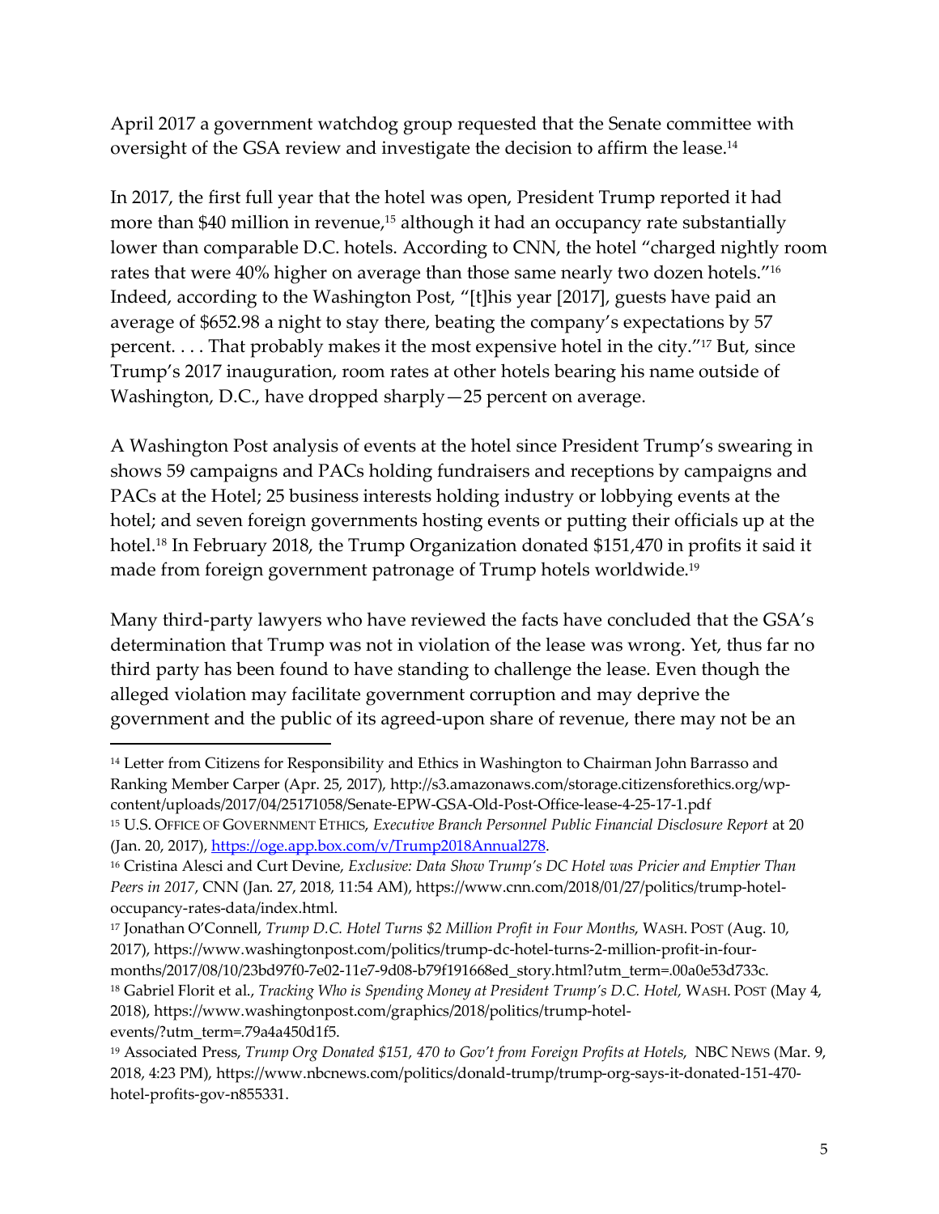April 2017 a government watchdog group requested that the Senate committee with oversight of the GSA review and investigate the decision to affirm the lease.[14]

In 2017, the first full year that the hotel was open, President Trump reported it had more than $40 million in revenue,[15] although it had an occupancy rate substantially lower than comparable D.C. hotels. According to CNN, the hotel "charged nightly room rates that were 40% higher on average than those same nearly two dozen hotels."[16] Indeed, according to the Washington Post, "[t]his year [2017], guests have paid an average of $652.98 a night to stay there, beating the company's expectations by 57 percent. . . . That probably makes it the most expensive hotel in the city."[17] But, since Trump's 2017 inauguration, room rates at other hotels bearing his name outside of Washington, D.C., have dropped sharply—25 percent on average.

A Washington Post analysis of events at the hotel since President Trump's swearing in shows 59 campaigns and PACs holding fundraisers and receptions by campaigns and PACs at the Hotel; 25 business interests holding industry or lobbying events at the hotel; and seven foreign governments hosting events or putting their officials up at the hotel.[18] In February 2018, the Trump Organization donated $151,470 in profits it said it made from foreign government patronage of Trump hotels worldwide.[19]

Many third-party lawyers who have reviewed the facts have concluded that the GSA's determination that Trump was not in violation of the lease was wrong. Yet, thus far no third party has been found to have standing to challenge the lease. Even though the alleged violation may facilitate government corruption and may deprive the government and the public of its agreed-upon share of revenue, there may not be an

---

[14] Letter from Citizens for Responsibility and Ethics in Washington to Chairman John Barrasso and Ranking Member Carper (Apr. 25, 2017), http://s3.amazonaws.com/storage.citizensforethics.org/wp-content/uploads/2017/04/25171058/Senate-EPW-GSA-Old-Post-Office-lease-4-25-17-1.pdf

[15] U.S. Office of Government Ethics, *Executive Branch Personnel Public Financial Disclosure Report* at 20 (Jan. 20, 2017), https://oge.app.box.com/v/Trump2018Annual278.

[16] Cristina Alesci and Curt Devine, *Exclusive: Data Show Trump's DC Hotel was Pricier and Emptier Than Peers in 2017*, CNN (Jan. 27, 2018, 11:54 AM), https://www.cnn.com/2018/01/27/politics/trump-hotel-occupancy-rates-data/index.html.

[17] Jonathan O'Connell, *Trump D.C. Hotel Turns $2 Million Profit in Four Months*, Wash. Post (Aug. 10, 2017), https://www.washingtonpost.com/politics/trump-dc-hotel-turns-2-million-profit-in-four-months/2017/08/10/23bd97f0-7e02-11e7-9d08-b79f191668ed_story.html?utm_term=.00a0e53d733c.

[18] Gabriel Florit et al., *Tracking Who is Spending Money at President Trump's D.C. Hotel,* Wash. Post (May 4, 2018), https://www.washingtonpost.com/graphics/2018/politics/trump-hotel-events/?utm_term=.79a4a450d1f5.

[19] Associated Press, *Trump Org Donated $151, 470 to Gov't from Foreign Profits at Hotels*, NBC News (Mar. 9, 2018, 4:23 PM), https://www.nbcnews.com/politics/donald-trump/trump-org-says-it-donated-151-470-hotel-profits-gov-n855331.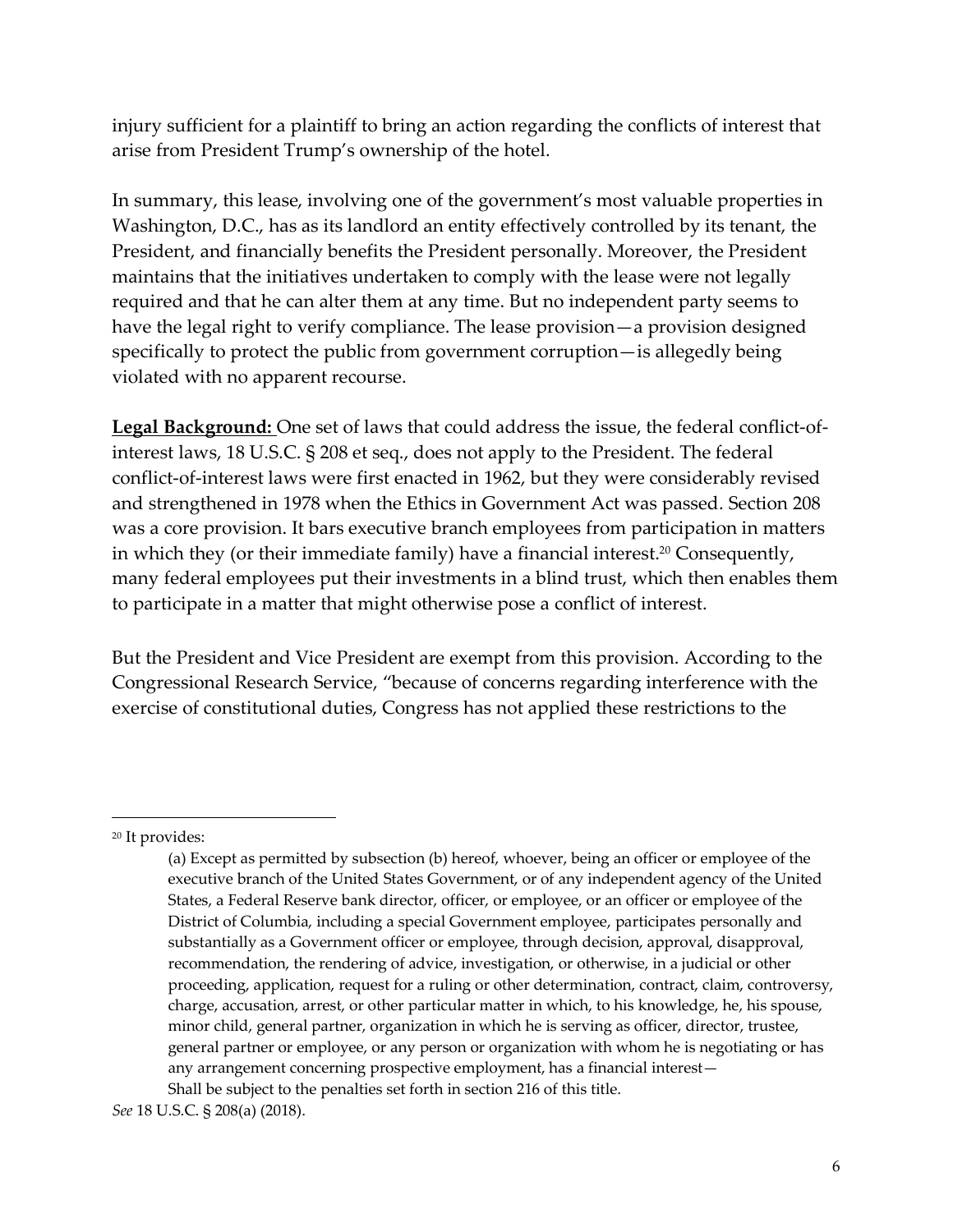injury sufficient for a plaintiff to bring an action regarding the conflicts of interest that arise from President Trump's ownership of the hotel.

In summary, this lease, involving one of the government's most valuable properties in Washington, D.C., has as its landlord an entity effectively controlled by its tenant, the President, and financially benefits the President personally. Moreover, the President maintains that the initiatives undertaken to comply with the lease were not legally required and that he can alter them at any time. But no independent party seems to have the legal right to verify compliance. The lease provision—a provision designed specifically to protect the public from government corruption—is allegedly being violated with no apparent recourse.

**Legal Background:** One set of laws that could address the issue, the federal conflict-of-interest laws, 18 U.S.C. § 208 et seq., does not apply to the President. The federal conflict-of-interest laws were first enacted in 1962, but they were considerably revised and strengthened in 1978 when the Ethics in Government Act was passed. Section 208 was a core provision. It bars executive branch employees from participation in matters in which they (or their immediate family) have a financial interest.[20] Consequently, many federal employees put their investments in a blind trust, which then enables them to participate in a matter that might otherwise pose a conflict of interest.

But the President and Vice President are exempt from this provision. According to the Congressional Research Service, "because of concerns regarding interference with the exercise of constitutional duties, Congress has not applied these restrictions to the

---

[20] It provides:

> (a) Except as permitted by subsection (b) hereof, whoever, being an officer or employee of the executive branch of the United States Government, or of any independent agency of the United States, a Federal Reserve bank director, officer, or employee, or an officer or employee of the District of Columbia, including a special Government employee, participates personally and substantially as a Government officer or employee, through decision, approval, disapproval, recommendation, the rendering of advice, investigation, or otherwise, in a judicial or other proceeding, application, request for a ruling or other determination, contract, claim, controversy, charge, accusation, arrest, or other particular matter in which, to his knowledge, he, his spouse, minor child, general partner, organization in which he is serving as officer, director, trustee, general partner or employee, or any person or organization with whom he is negotiating or has any arrangement concerning prospective employment, has a financial interest—
> Shall be subject to the penalties set forth in section 216 of this title.

*See* 18 U.S.C. § 208(a) (2018).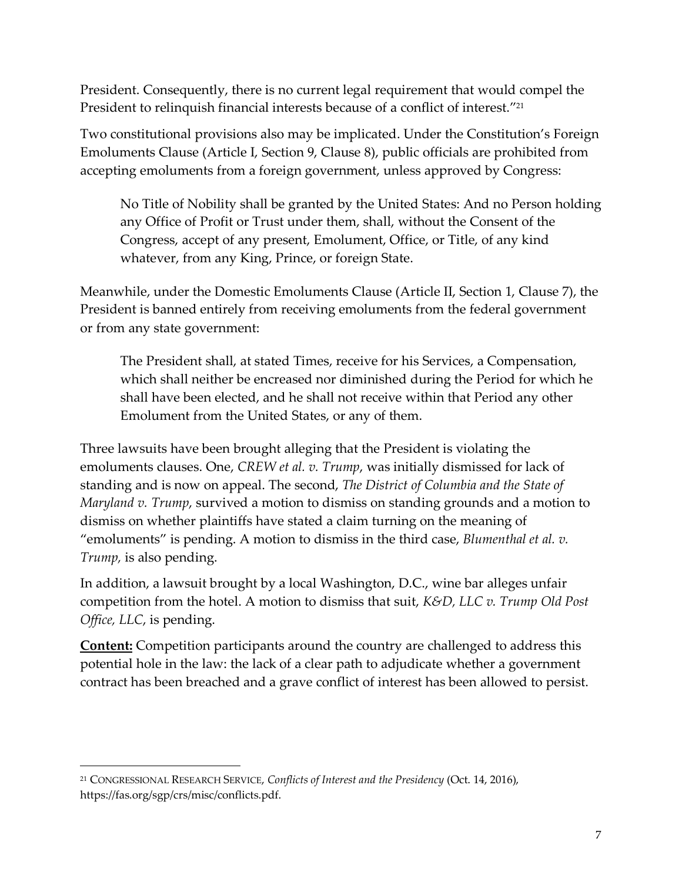President. Consequently, there is no current legal requirement that would compel the President to relinquish financial interests because of a conflict of interest."[21]

Two constitutional provisions also may be implicated. Under the Constitution's Foreign Emoluments Clause (Article I, Section 9, Clause 8), public officials are prohibited from accepting emoluments from a foreign government, unless approved by Congress:

> No Title of Nobility shall be granted by the United States: And no Person holding any Office of Profit or Trust under them, shall, without the Consent of the Congress, accept of any present, Emolument, Office, or Title, of any kind whatever, from any King, Prince, or foreign State.

Meanwhile, under the Domestic Emoluments Clause (Article II, Section 1, Clause 7), the President is banned entirely from receiving emoluments from the federal government or from any state government:

> The President shall, at stated Times, receive for his Services, a Compensation, which shall neither be encreased nor diminished during the Period for which he shall have been elected, and he shall not receive within that Period any other Emolument from the United States, or any of them.

Three lawsuits have been brought alleging that the President is violating the emoluments clauses. One, *CREW et al. v. Trump*, was initially dismissed for lack of standing and is now on appeal. The second, *The District of Columbia and the State of Maryland v. Trump*, survived a motion to dismiss on standing grounds and a motion to dismiss on whether plaintiffs have stated a claim turning on the meaning of "emoluments" is pending. A motion to dismiss in the third case, *Blumenthal et al. v. Trump,* is also pending.

In addition, a lawsuit brought by a local Washington, D.C., wine bar alleges unfair competition from the hotel. A motion to dismiss that suit, *K&D, LLC v. Trump Old Post Office, LLC*, is pending.

**Content:** Competition participants around the country are challenged to address this potential hole in the law: the lack of a clear path to adjudicate whether a government contract has been breached and a grave conflict of interest has been allowed to persist.

---

[21] CONGRESSIONAL RESEARCH SERVICE, *Conflicts of Interest and the Presidency* (Oct. 14, 2016), https://fas.org/sgp/crs/misc/conflicts.pdf.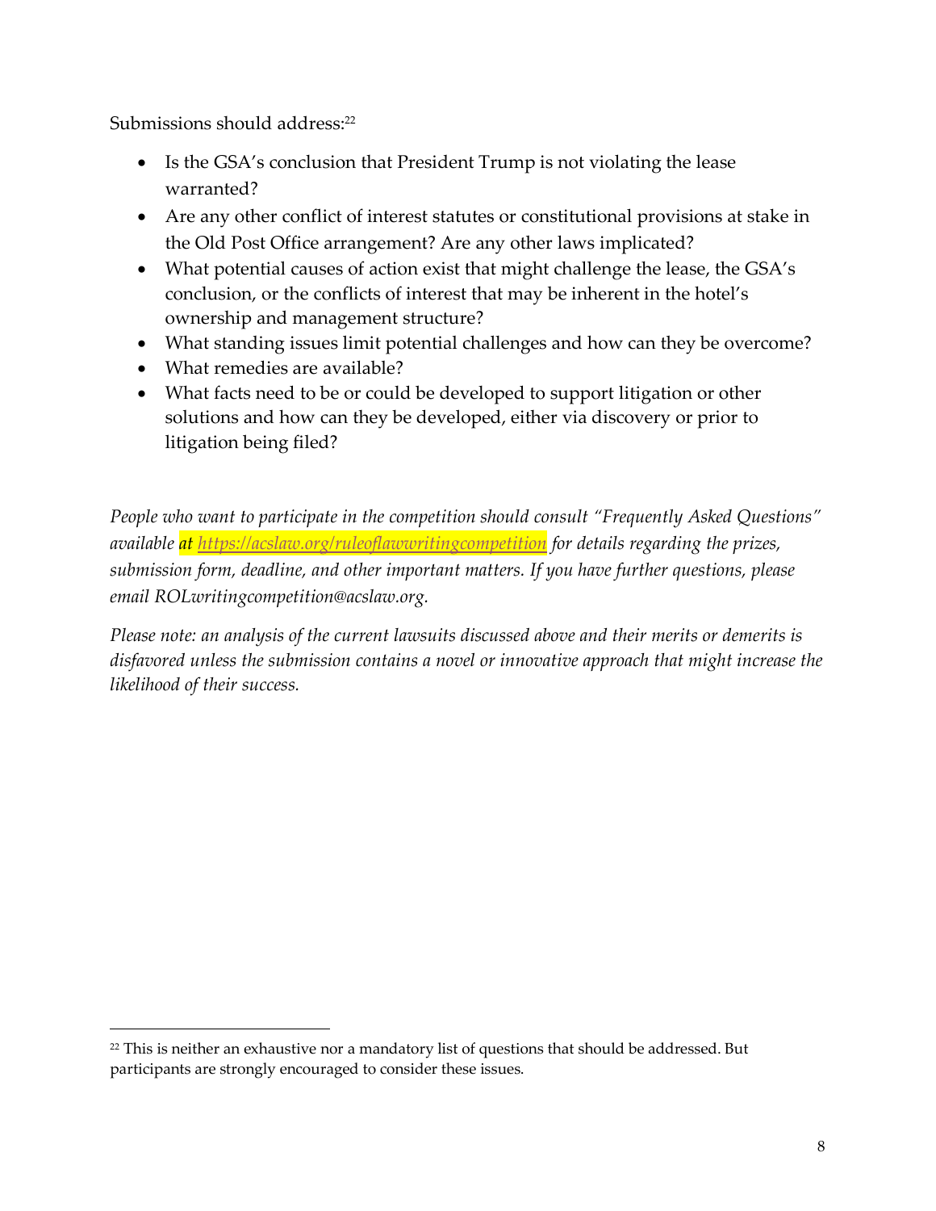Submissions should address:[22]

- Is the GSA's conclusion that President Trump is not violating the lease warranted?
- Are any other conflict of interest statutes or constitutional provisions at stake in the Old Post Office arrangement? Are any other laws implicated?
- What potential causes of action exist that might challenge the lease, the GSA's conclusion, or the conflicts of interest that may be inherent in the hotel's ownership and management structure?
- What standing issues limit potential challenges and how can they be overcome?
- What remedies are available?
- What facts need to be or could be developed to support litigation or other solutions and how can they be developed, either via discovery or prior to litigation being filed?

*People who want to participate in the competition should consult "Frequently Asked Questions" available at https://acslaw.org/ruleoflawwritingcompetition for details regarding the prizes, submission form, deadline, and other important matters. If you have further questions, please email ROLwritingcompetition@acslaw.org.*

*Please note: an analysis of the current lawsuits discussed above and their merits or demerits is disfavored unless the submission contains a novel or innovative approach that might increase the likelihood of their success.*

---

[22] This is neither an exhaustive nor a mandatory list of questions that should be addressed. But participants are strongly encouraged to consider these issues.